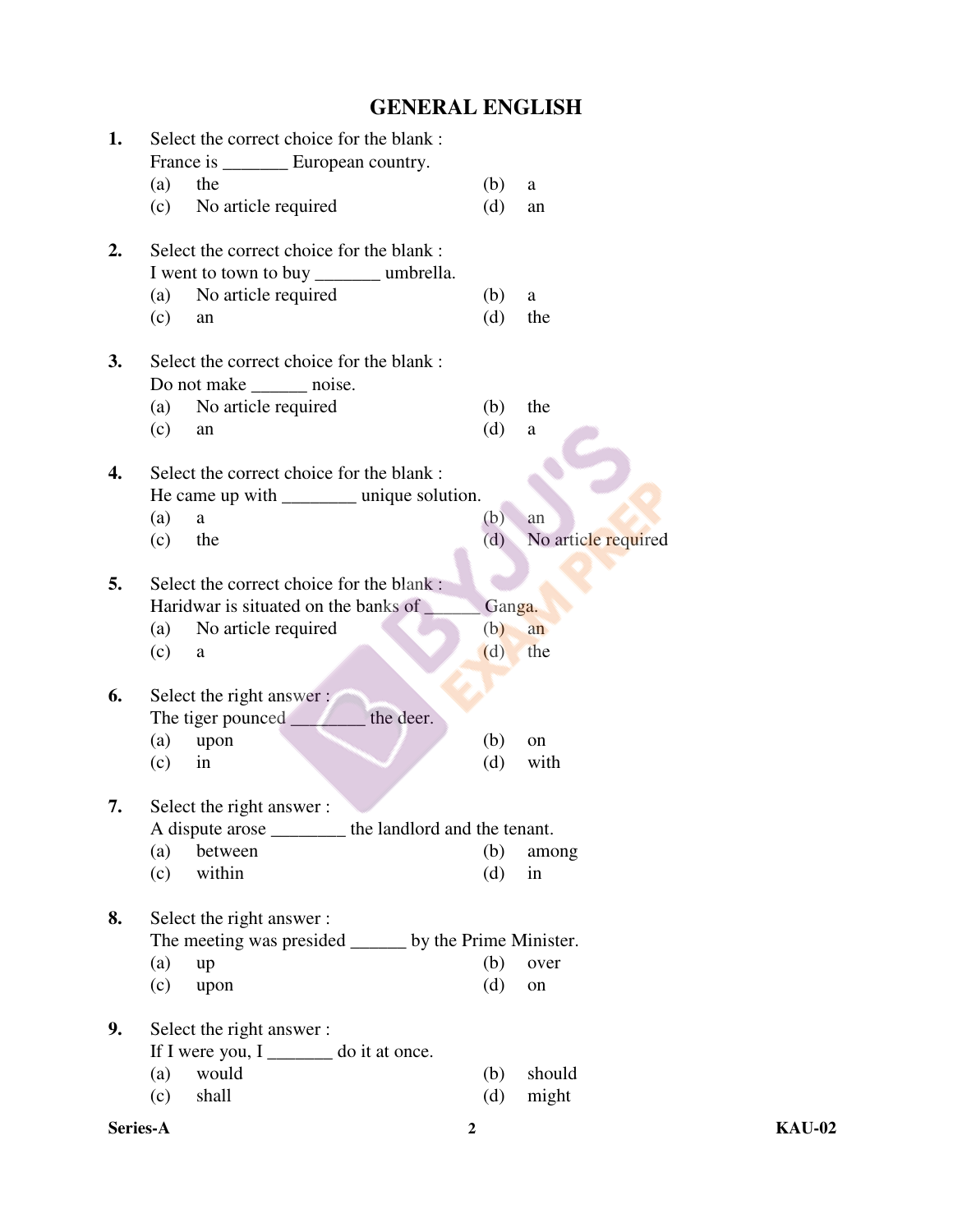# GENERAL ENGLISH

**1.** Select the correct choice for the blank :
France is _______ European country.
(a) the (b) a
(c) No article required (d) an

**2.** Select the correct choice for the blank :
I went to town to buy _______ umbrella.
(a) No article required (b) a
(c) an (d) the

**3.** Select the correct choice for the blank :
Do not make ______ noise.
(a) No article required (b) the
(c) an (d) a

**4.** Select the correct choice for the blank :
He came up with ________ unique solution.
(a) a (b) an
(c) the (d) No article required

**5.** Select the correct choice for the blank :
Haridwar is situated on the banks of ______ Ganga.
(a) No article required (b) an
(c) a (d) the

**6.** Select the right answer :
The tiger pounced ________ the deer.
(a) upon (b) on
(c) in (d) with

**7.** Select the right answer :
A dispute arose ________ the landlord and the tenant.
(a) between (b) among
(c) within (d) in

**8.** Select the right answer :
The meeting was presided ______ by the Prime Minister.
(a) up (b) over
(c) upon (d) on

**9.** Select the right answer :
If I were you, I _______ do it at once.
(a) would (b) should
(c) shall (d) might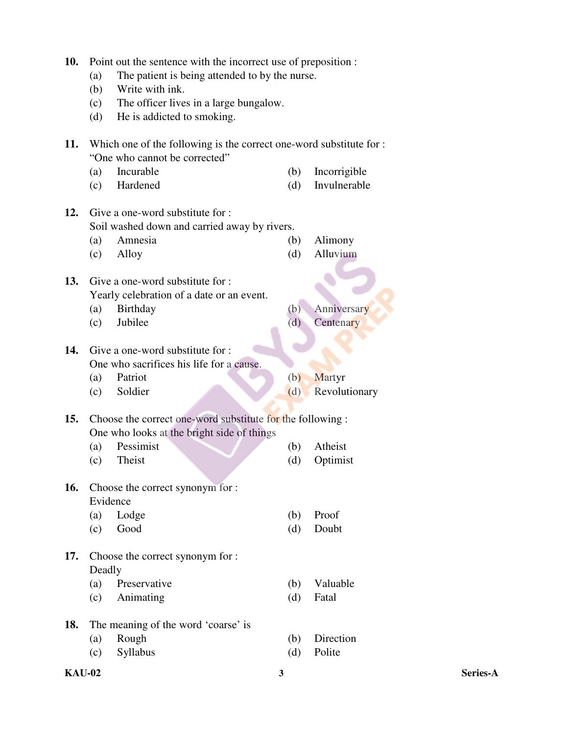**10.** Point out the sentence with the incorrect use of preposition :

(a) The patient is being attended to by the nurse.
(b) Write with ink.
(c) The officer lives in a large bungalow.
(d) He is addicted to smoking.

**11.** Which one of the following is the correct one-word substitute for :
"One who cannot be corrected"

(a) Incurable
(b) Incorrigible
(c) Hardened
(d) Invulnerable

**12.** Give a one-word substitute for :
Soil washed down and carried away by rivers.

(a) Amnesia
(b) Alimony
(c) Alloy
(d) Alluvium

**13.** Give a one-word substitute for :
Yearly celebration of a date or an event.

(a) Birthday
(b) Anniversary
(c) Jubilee
(d) Centenary

**14.** Give a one-word substitute for :
One who sacrifices his life for a cause.

(a) Patriot
(b) Martyr
(c) Soldier
(d) Revolutionary

**15.** Choose the correct one-word substitute for the following :
One who looks at the bright side of things

(a) Pessimist
(b) Atheist
(c) Theist
(d) Optimist

**16.** Choose the correct synonym for :
Evidence

(a) Lodge
(b) Proof
(c) Good
(d) Doubt

**17.** Choose the correct synonym for :
Deadly

(a) Preservative
(b) Valuable
(c) Animating
(d) Fatal

**18.** The meaning of the word 'coarse' is

(a) Rough
(b) Direction
(c) Syllabus
(d) Polite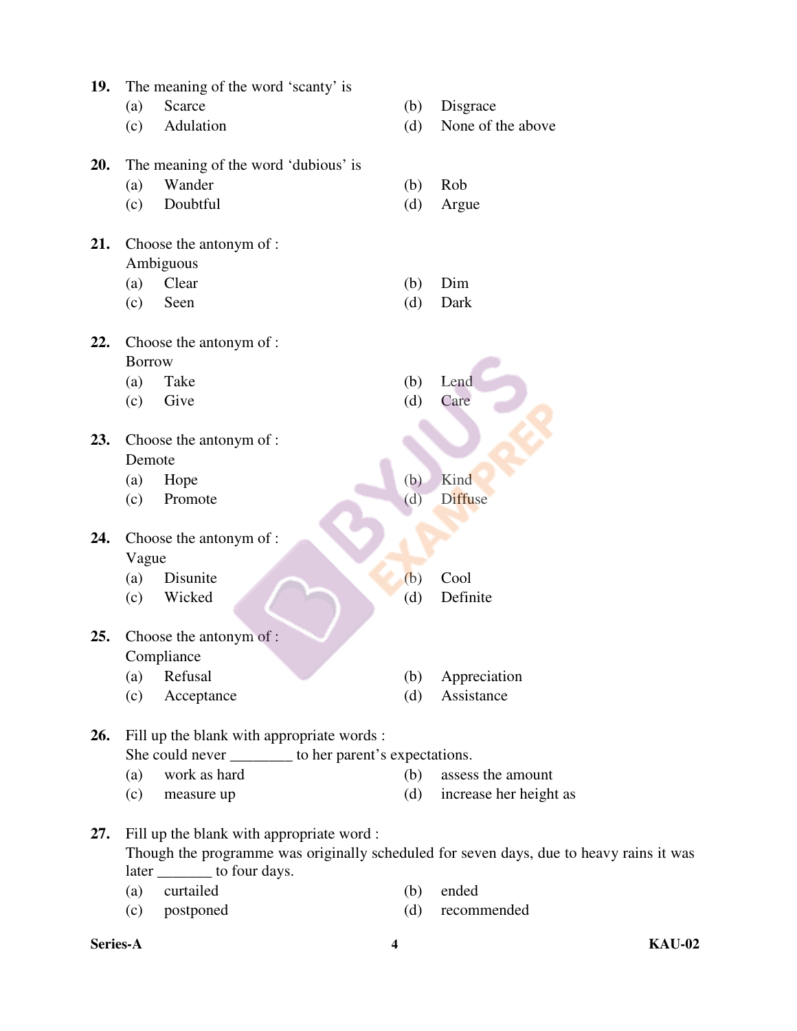19. The meaning of the word 'scanty' is
   (a) Scarce
   (b) Disgrace
   (c) Adulation
   (d) None of the above

20. The meaning of the word 'dubious' is
   (a) Wander
   (b) Rob
   (c) Doubtful
   (d) Argue

21. Choose the antonym of :
   Ambiguous
   (a) Clear
   (b) Dim
   (c) Seen
   (d) Dark

22. Choose the antonym of :
   Borrow
   (a) Take
   (b) Lend
   (c) Give
   (d) Care

23. Choose the antonym of :
   Demote
   (a) Hope
   (b) Kind
   (c) Promote
   (d) Diffuse

24. Choose the antonym of :
   Vague
   (a) Disunite
   (b) Cool
   (c) Wicked
   (d) Definite

25. Choose the antonym of :
   Compliance
   (a) Refusal
   (b) Appreciation
   (c) Acceptance
   (d) Assistance

26. Fill up the blank with appropriate words :
   She could never ________ to her parent's expectations.
   (a) work as hard
   (b) assess the amount
   (c) measure up
   (d) increase her height as

27. Fill up the blank with appropriate word :
   Though the programme was originally scheduled for seven days, due to heavy rains it was later _______ to four days.
   (a) curtailed
   (b) ended
   (c) postponed
   (d) recommended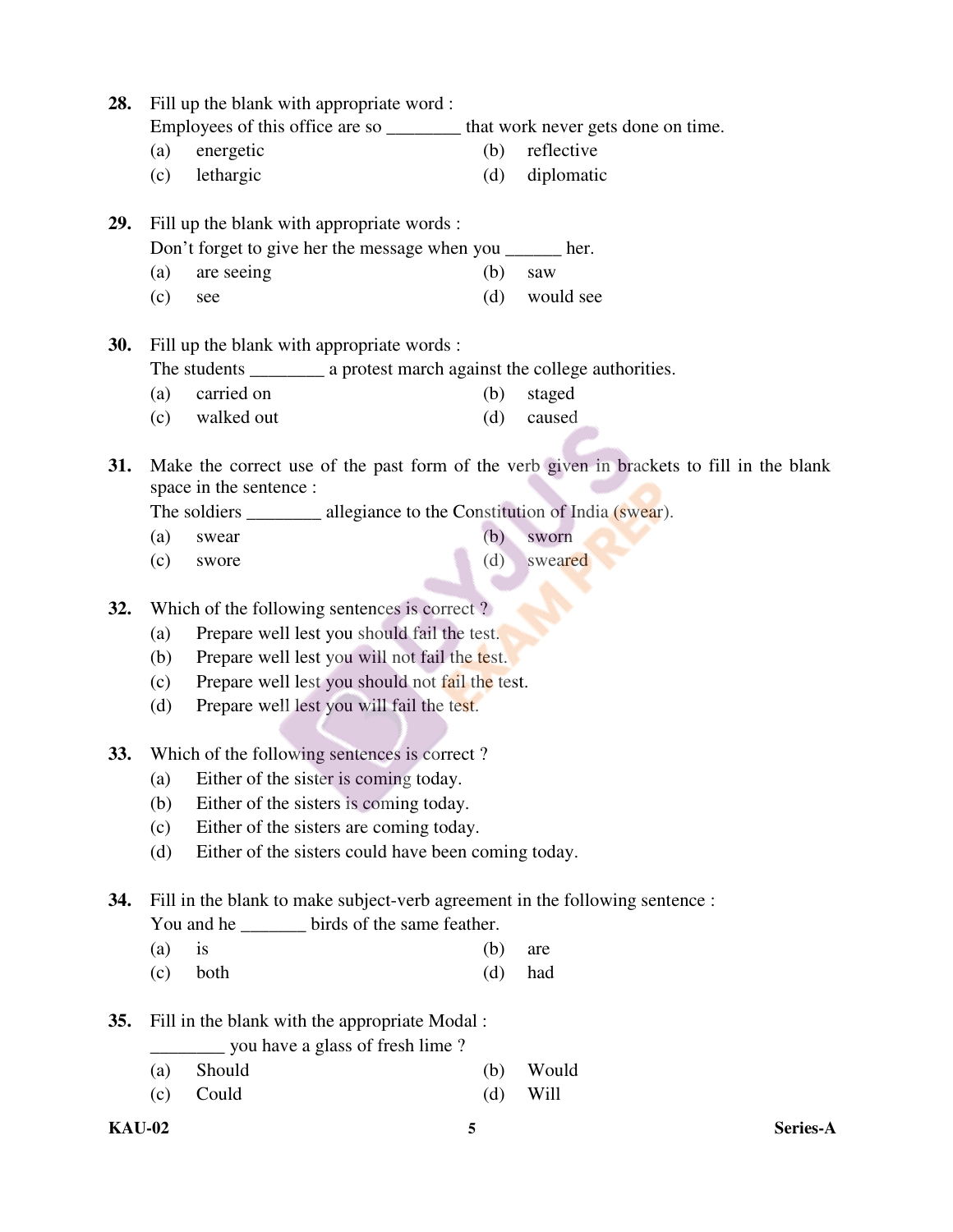**28.** Fill up the blank with appropriate word :

Employees of this office are so ________ that work never gets done on time.

(a) energetic (b) reflective

(c) lethargic (d) diplomatic

**29.** Fill up the blank with appropriate words :

Don't forget to give her the message when you ______ her.

(a) are seeing (b) saw

(c) see (d) would see

**30.** Fill up the blank with appropriate words :

The students ________ a protest march against the college authorities.

(a) carried on (b) staged

(c) walked out (d) caused

**31.** Make the correct use of the past form of the verb given in brackets to fill in the blank space in the sentence :

The soldiers ________ allegiance to the Constitution of India (swear).

(a) swear (b) sworn

(c) swore (d) sweared

**32.** Which of the following sentences is correct ?

(a) Prepare well lest you should fail the test.

(b) Prepare well lest you will not fail the test.

(c) Prepare well lest you should not fail the test.

(d) Prepare well lest you will fail the test.

**33.** Which of the following sentences is correct ?

(a) Either of the sister is coming today.

(b) Either of the sisters is coming today.

(c) Either of the sisters are coming today.

(d) Either of the sisters could have been coming today.

**34.** Fill in the blank to make subject-verb agreement in the following sentence :

You and he _______ birds of the same feather.

(a) is (b) are

(c) both (d) had

**35.** Fill in the blank with the appropriate Modal :

________ you have a glass of fresh lime ?

(a) Should (b) Would

(c) Could (d) Will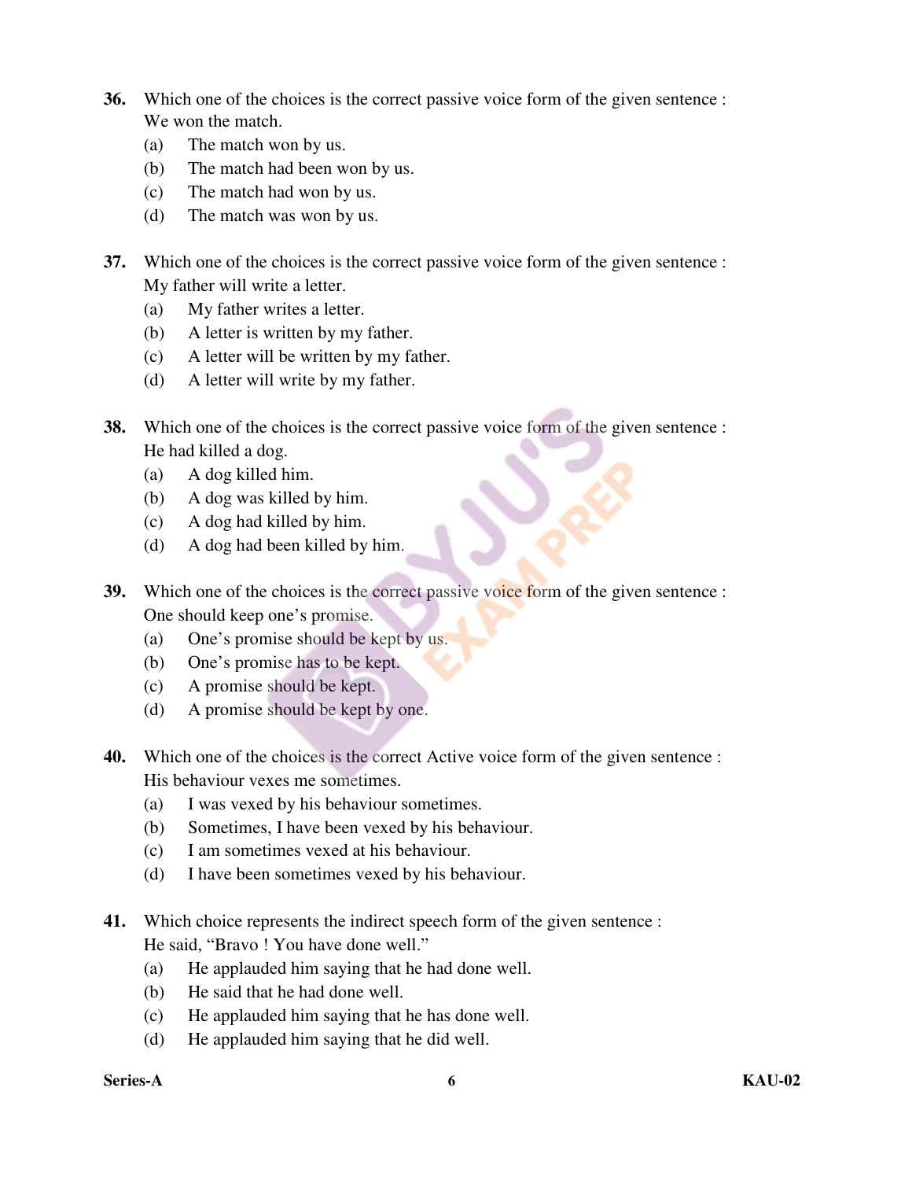36. Which one of the choices is the correct passive voice form of the given sentence :
We won the match.
   (a) The match won by us.
   (b) The match had been won by us.
   (c) The match had won by us.
   (d) The match was won by us.

37. Which one of the choices is the correct passive voice form of the given sentence :
My father will write a letter.
   (a) My father writes a letter.
   (b) A letter is written by my father.
   (c) A letter will be written by my father.
   (d) A letter will write by my father.

38. Which one of the choices is the correct passive voice form of the given sentence :
He had killed a dog.
   (a) A dog killed him.
   (b) A dog was killed by him.
   (c) A dog had killed by him.
   (d) A dog had been killed by him.

39. Which one of the choices is the correct passive voice form of the given sentence :
One should keep one's promise.
   (a) One's promise should be kept by us.
   (b) One's promise has to be kept.
   (c) A promise should be kept.
   (d) A promise should be kept by one.

40. Which one of the choices is the correct Active voice form of the given sentence :
His behaviour vexes me sometimes.
   (a) I was vexed by his behaviour sometimes.
   (b) Sometimes, I have been vexed by his behaviour.
   (c) I am sometimes vexed at his behaviour.
   (d) I have been sometimes vexed by his behaviour.

41. Which choice represents the indirect speech form of the given sentence :
He said, "Bravo ! You have done well."
   (a) He applauded him saying that he had done well.
   (b) He said that he had done well.
   (c) He applauded him saying that he has done well.
   (d) He applauded him saying that he did well.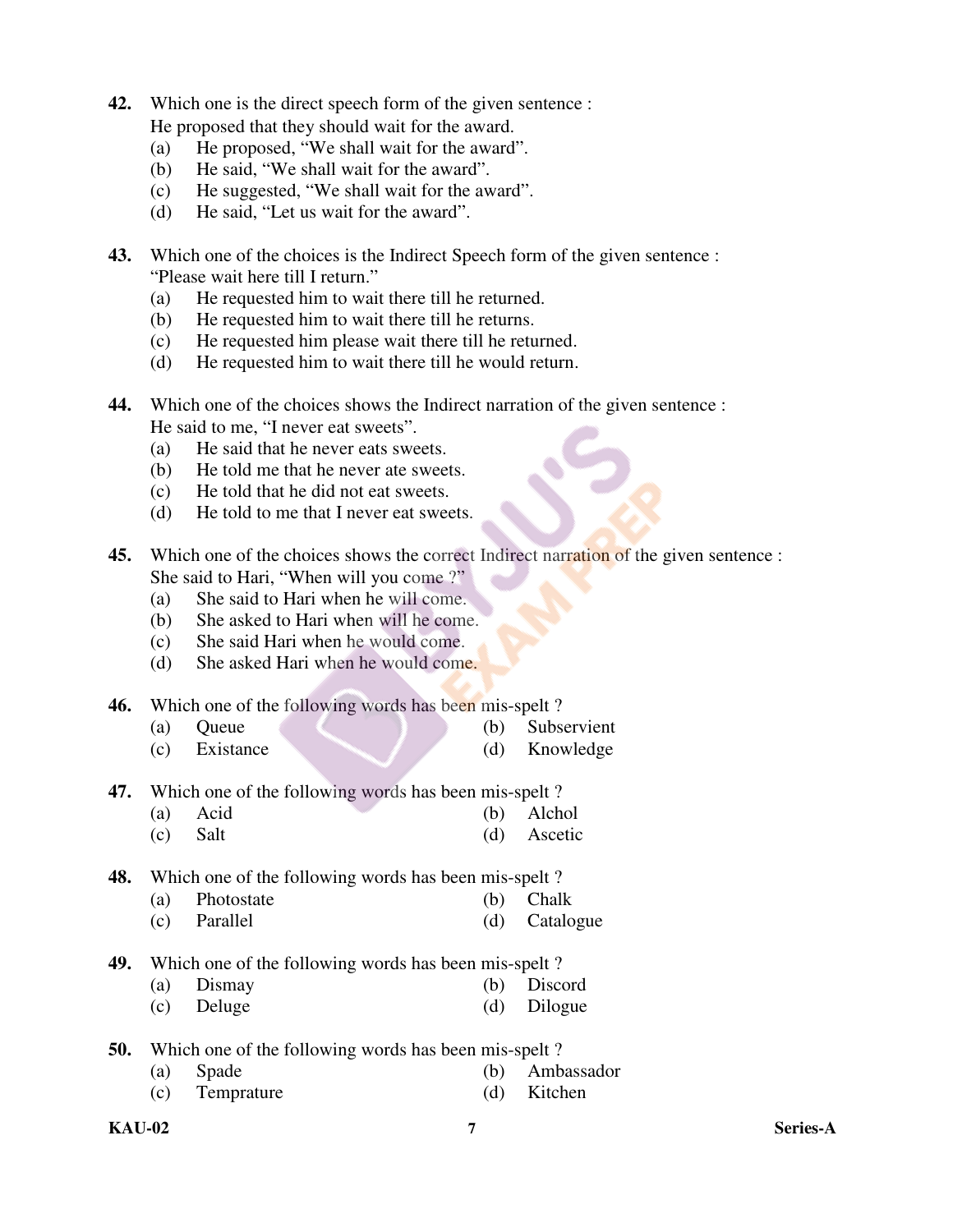**42.** Which one is the direct speech form of the given sentence :
He proposed that they should wait for the award.

(a) He proposed, "We shall wait for the award".
(b) He said, "We shall wait for the award".
(c) He suggested, "We shall wait for the award".
(d) He said, "Let us wait for the award".

**43.** Which one of the choices is the Indirect Speech form of the given sentence :
"Please wait here till I return."

(a) He requested him to wait there till he returned.
(b) He requested him to wait there till he returns.
(c) He requested him please wait there till he returned.
(d) He requested him to wait there till he would return.

**44.** Which one of the choices shows the Indirect narration of the given sentence :
He said to me, "I never eat sweets".

(a) He said that he never eats sweets.
(b) He told me that he never ate sweets.
(c) He told that he did not eat sweets.
(d) He told to me that I never eat sweets.

**45.** Which one of the choices shows the correct Indirect narration of the given sentence :
She said to Hari, "When will you come ?"

(a) She said to Hari when he will come.
(b) She asked to Hari when will he come.
(c) She said Hari when he would come.
(d) She asked Hari when he would come.

**46.** Which one of the following words has been mis-spelt ?

(a) Queue
(b) Subservient
(c) Existance
(d) Knowledge

**47.** Which one of the following words has been mis-spelt ?

(a) Acid
(b) Alchol
(c) Salt
(d) Ascetic

**48.** Which one of the following words has been mis-spelt ?

(a) Photostate
(b) Chalk
(c) Parallel
(d) Catalogue

**49.** Which one of the following words has been mis-spelt ?

(a) Dismay
(b) Discord
(c) Deluge
(d) Dilogue

**50.** Which one of the following words has been mis-spelt ?

(a) Spade
(b) Ambassador
(c) Temprature
(d) Kitchen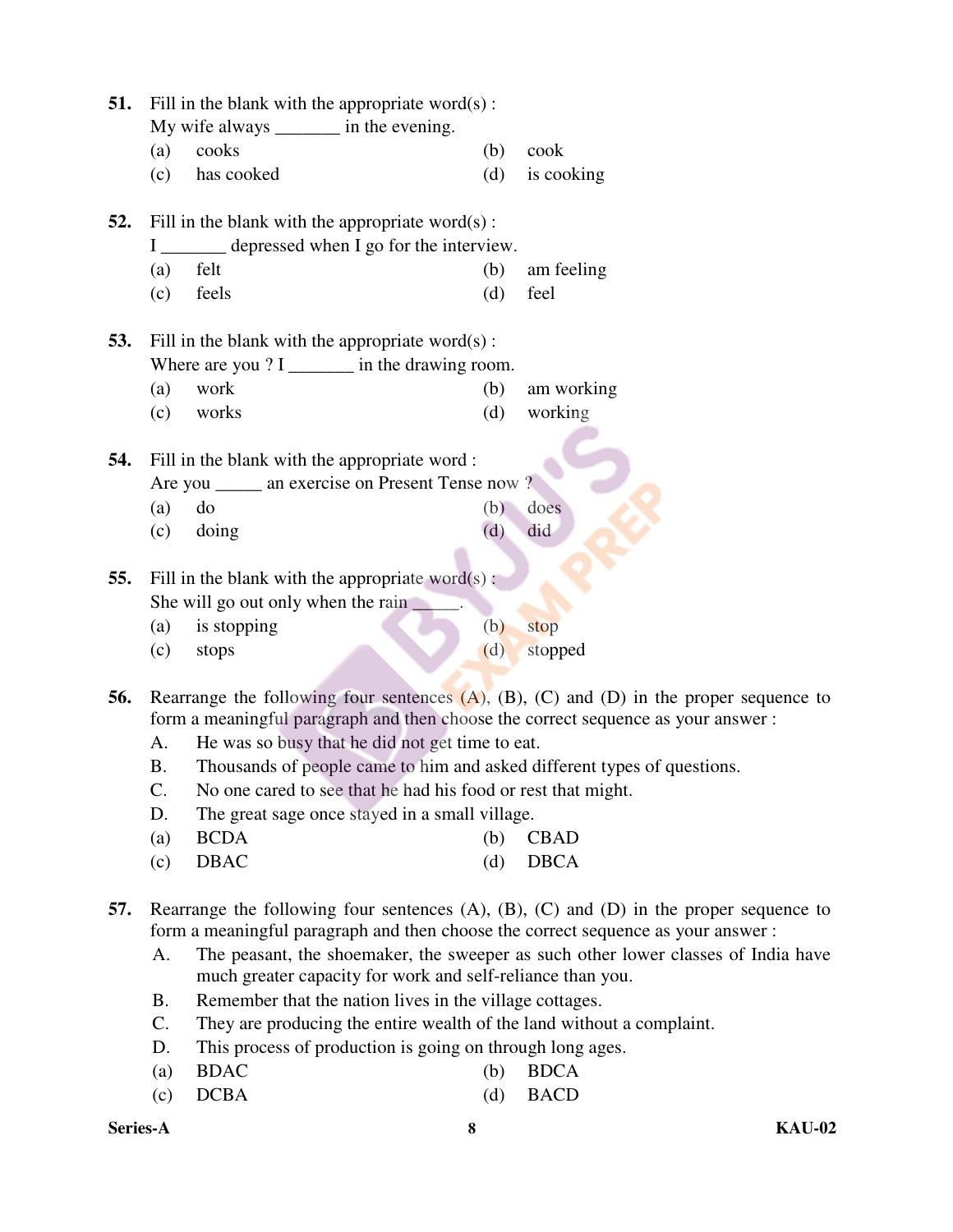**51.** Fill in the blank with the appropriate word(s) :

My wife always _______ in the evening.

(a) cooks (b) cook

(c) has cooked (d) is cooking

**52.** Fill in the blank with the appropriate word(s) :

I _______ depressed when I go for the interview.

(a) felt (b) am feeling

(c) feels (d) feel

**53.** Fill in the blank with the appropriate word(s) :

Where are you ? I _______ in the drawing room.

(a) work (b) am working

(c) works (d) working

**54.** Fill in the blank with the appropriate word :

Are you _____ an exercise on Present Tense now ?

(a) do (b) does

(c) doing (d) did

**55.** Fill in the blank with the appropriate word(s) :

She will go out only when the rain _____.

(a) is stopping (b) stop

(c) stops (d) stopped

**56.** Rearrange the following four sentences (A), (B), (C) and (D) in the proper sequence to form a meaningful paragraph and then choose the correct sequence as your answer :

A. He was so busy that he did not get time to eat.

B. Thousands of people came to him and asked different types of questions.

C. No one cared to see that he had his food or rest that might.

D. The great sage once stayed in a small village.

(a) BCDA (b) CBAD

(c) DBAC (d) DBCA

**57.** Rearrange the following four sentences (A), (B), (C) and (D) in the proper sequence to form a meaningful paragraph and then choose the correct sequence as your answer :

A. The peasant, the shoemaker, the sweeper as such other lower classes of India have much greater capacity for work and self-reliance than you.

B. Remember that the nation lives in the village cottages.

C. They are producing the entire wealth of the land without a complaint.

D. This process of production is going on through long ages.

(a) BDAC (b) BDCA

(c) DCBA (d) BACD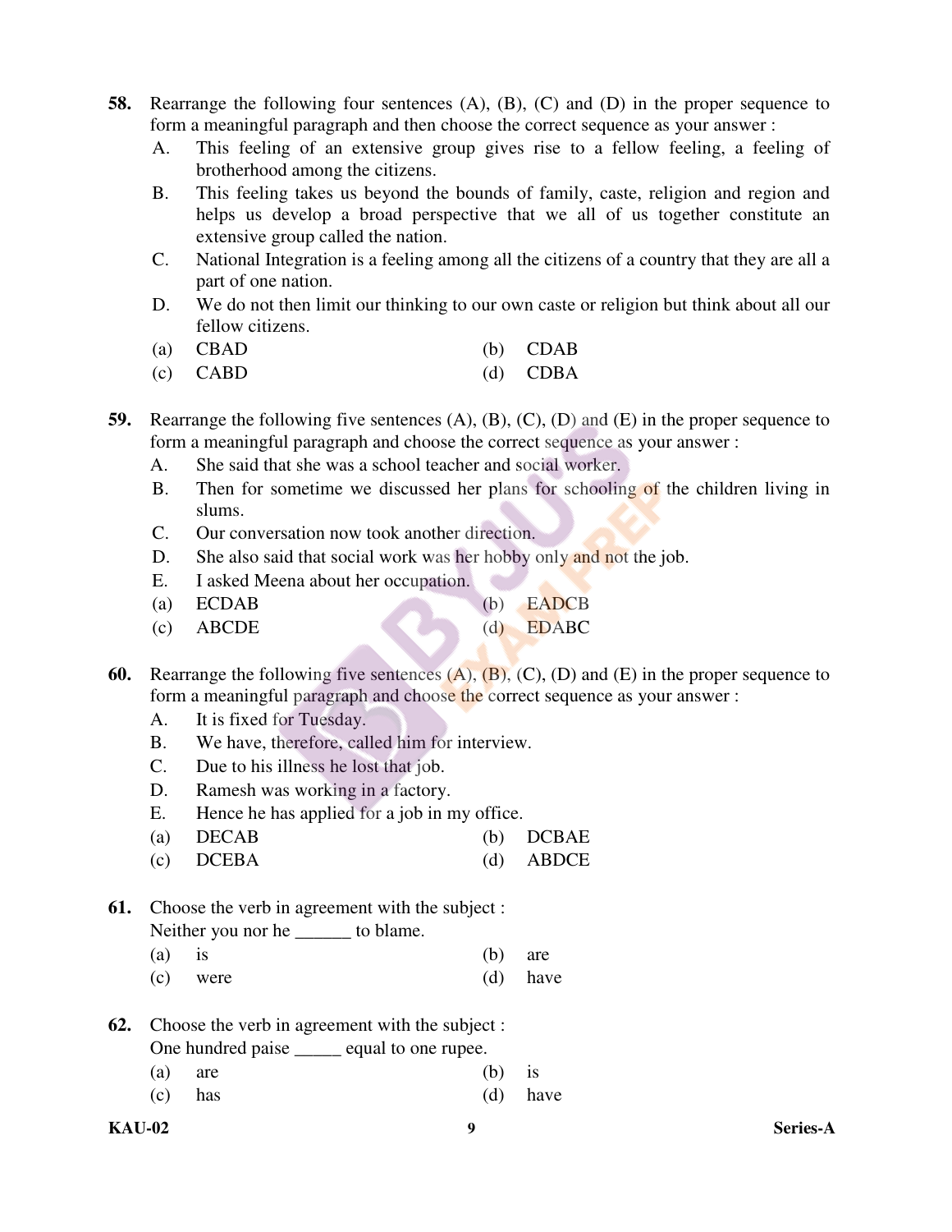**58.** Rearrange the following four sentences (A), (B), (C) and (D) in the proper sequence to form a meaningful paragraph and then choose the correct sequence as your answer :

A. This feeling of an extensive group gives rise to a fellow feeling, a feeling of brotherhood among the citizens.

B. This feeling takes us beyond the bounds of family, caste, religion and region and helps us develop a broad perspective that we all of us together constitute an extensive group called the nation.

C. National Integration is a feeling among all the citizens of a country that they are all a part of one nation.

D. We do not then limit our thinking to our own caste or religion but think about all our fellow citizens.

(a) CBAD (b) CDAB

(c) CABD (d) CDBA

**59.** Rearrange the following five sentences (A), (B), (C), (D) and (E) in the proper sequence to form a meaningful paragraph and choose the correct sequence as your answer :

A. She said that she was a school teacher and social worker.

B. Then for sometime we discussed her plans for schooling of the children living in slums.

C. Our conversation now took another direction.

D. She also said that social work was her hobby only and not the job.

E. I asked Meena about her occupation.

(a) ECDAB (b) EADCB

(c) ABCDE (d) EDABC

**60.** Rearrange the following five sentences (A), (B), (C), (D) and (E) in the proper sequence to form a meaningful paragraph and choose the correct sequence as your answer :

A. It is fixed for Tuesday.

B. We have, therefore, called him for interview.

C. Due to his illness he lost that job.

D. Ramesh was working in a factory.

E. Hence he has applied for a job in my office.

(a) DECAB (b) DCBAE

(c) DCEBA (d) ABDCE

**61.** Choose the verb in agreement with the subject :

Neither you nor he ______ to blame.

(a) is (b) are

(c) were (d) have

**62.** Choose the verb in agreement with the subject :

One hundred paise _____ equal to one rupee.

(a) are (b) is

(c) has (d) have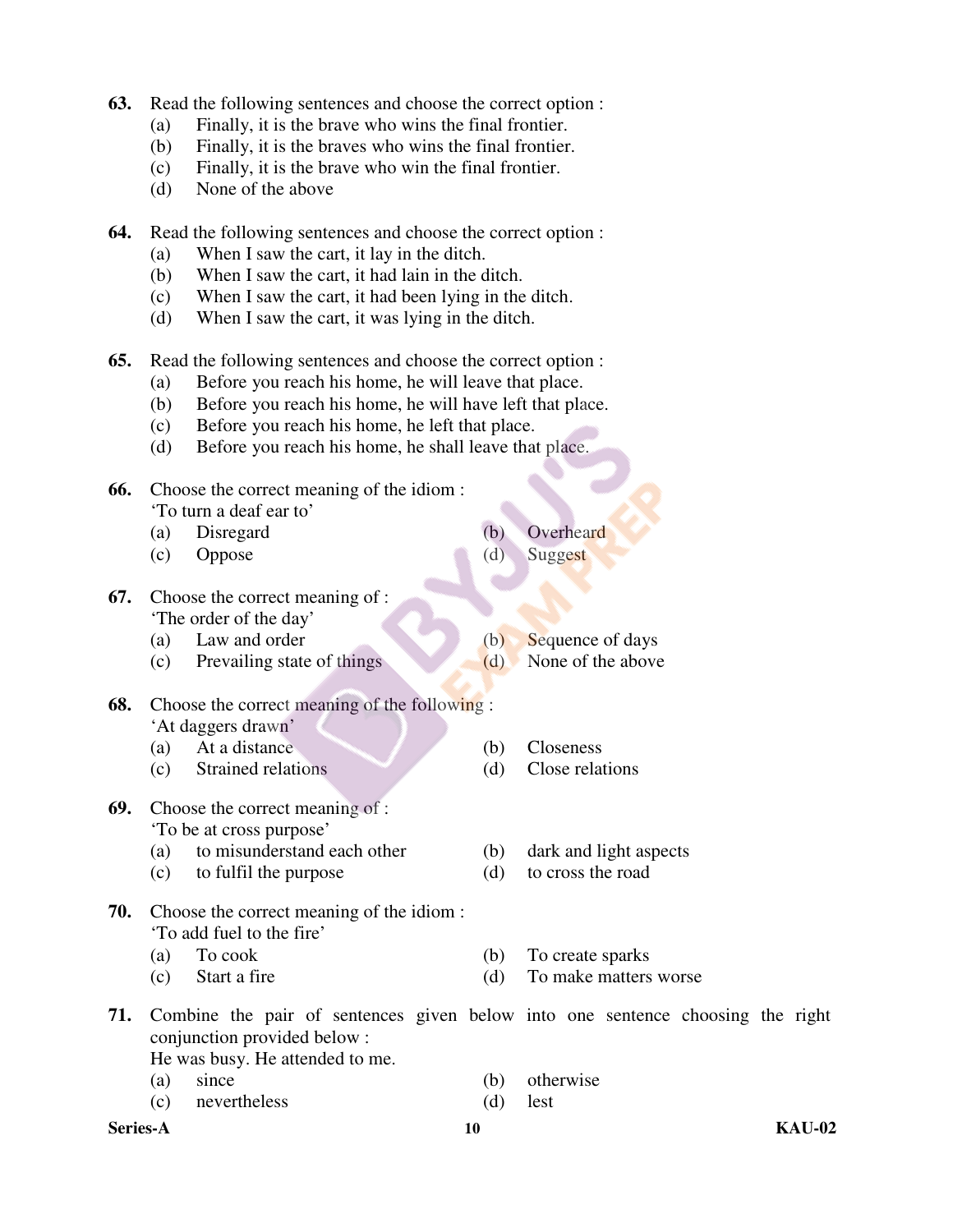63. Read the following sentences and choose the correct option :
   (a) Finally, it is the brave who wins the final frontier.
   (b) Finally, it is the braves who wins the final frontier.
   (c) Finally, it is the brave who win the final frontier.
   (d) None of the above

64. Read the following sentences and choose the correct option :
   (a) When I saw the cart, it lay in the ditch.
   (b) When I saw the cart, it had lain in the ditch.
   (c) When I saw the cart, it had been lying in the ditch.
   (d) When I saw the cart, it was lying in the ditch.

65. Read the following sentences and choose the correct option :
   (a) Before you reach his home, he will leave that place.
   (b) Before you reach his home, he will have left that place.
   (c) Before you reach his home, he left that place.
   (d) Before you reach his home, he shall leave that place.

66. Choose the correct meaning of the idiom :
   'To turn a deaf ear to'
   (a) Disregard
   (b) Overheard
   (c) Oppose
   (d) Suggest

67. Choose the correct meaning of :
   'The order of the day'
   (a) Law and order
   (b) Sequence of days
   (c) Prevailing state of things
   (d) None of the above

68. Choose the correct meaning of the following :
   'At daggers drawn'
   (a) At a distance
   (b) Closeness
   (c) Strained relations
   (d) Close relations

69. Choose the correct meaning of :
   'To be at cross purpose'
   (a) to misunderstand each other
   (b) dark and light aspects
   (c) to fulfil the purpose
   (d) to cross the road

70. Choose the correct meaning of the idiom :
   'To add fuel to the fire'
   (a) To cook
   (b) To create sparks
   (c) Start a fire
   (d) To make matters worse

71. Combine the pair of sentences given below into one sentence choosing the right conjunction provided below :
   He was busy. He attended to me.
   (a) since
   (b) otherwise
   (c) nevertheless
   (d) lest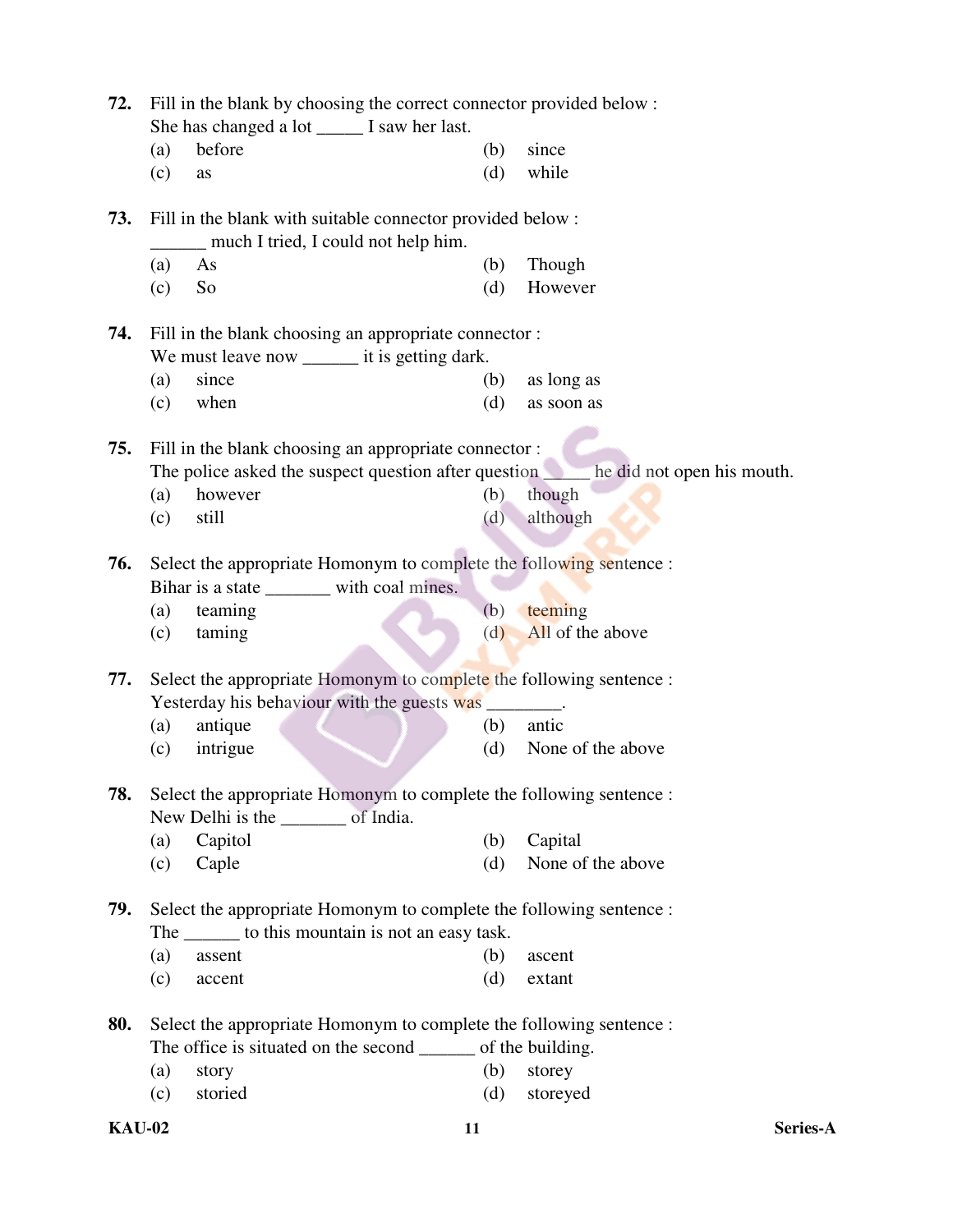72. Fill in the blank by choosing the correct connector provided below :
She has changed a lot _____ I saw her last.
(a) before (b) since
(c) as (d) while

73. Fill in the blank with suitable connector provided below :
______ much I tried, I could not help him.
(a) As (b) Though
(c) So (d) However

74. Fill in the blank choosing an appropriate connector :
We must leave now ______ it is getting dark.
(a) since (b) as long as
(c) when (d) as soon as

75. Fill in the blank choosing an appropriate connector :
The police asked the suspect question after question _____ he did not open his mouth.
(a) however (b) though
(c) still (d) although

76. Select the appropriate Homonym to complete the following sentence :
Bihar is a state _______ with coal mines.
(a) teaming (b) teeming
(c) taming (d) All of the above

77. Select the appropriate Homonym to complete the following sentence :
Yesterday his behaviour with the guests was ________.
(a) antique (b) antic
(c) intrigue (d) None of the above

78. Select the appropriate Homonym to complete the following sentence :
New Delhi is the _______ of India.
(a) Capitol (b) Capital
(c) Caple (d) None of the above

79. Select the appropriate Homonym to complete the following sentence :
The ______ to this mountain is not an easy task.
(a) assent (b) ascent
(c) accent (d) extant

80. Select the appropriate Homonym to complete the following sentence :
The office is situated on the second ______ of the building.
(a) story (b) storey
(c) storied (d) storeyed

KAU-02 Series-A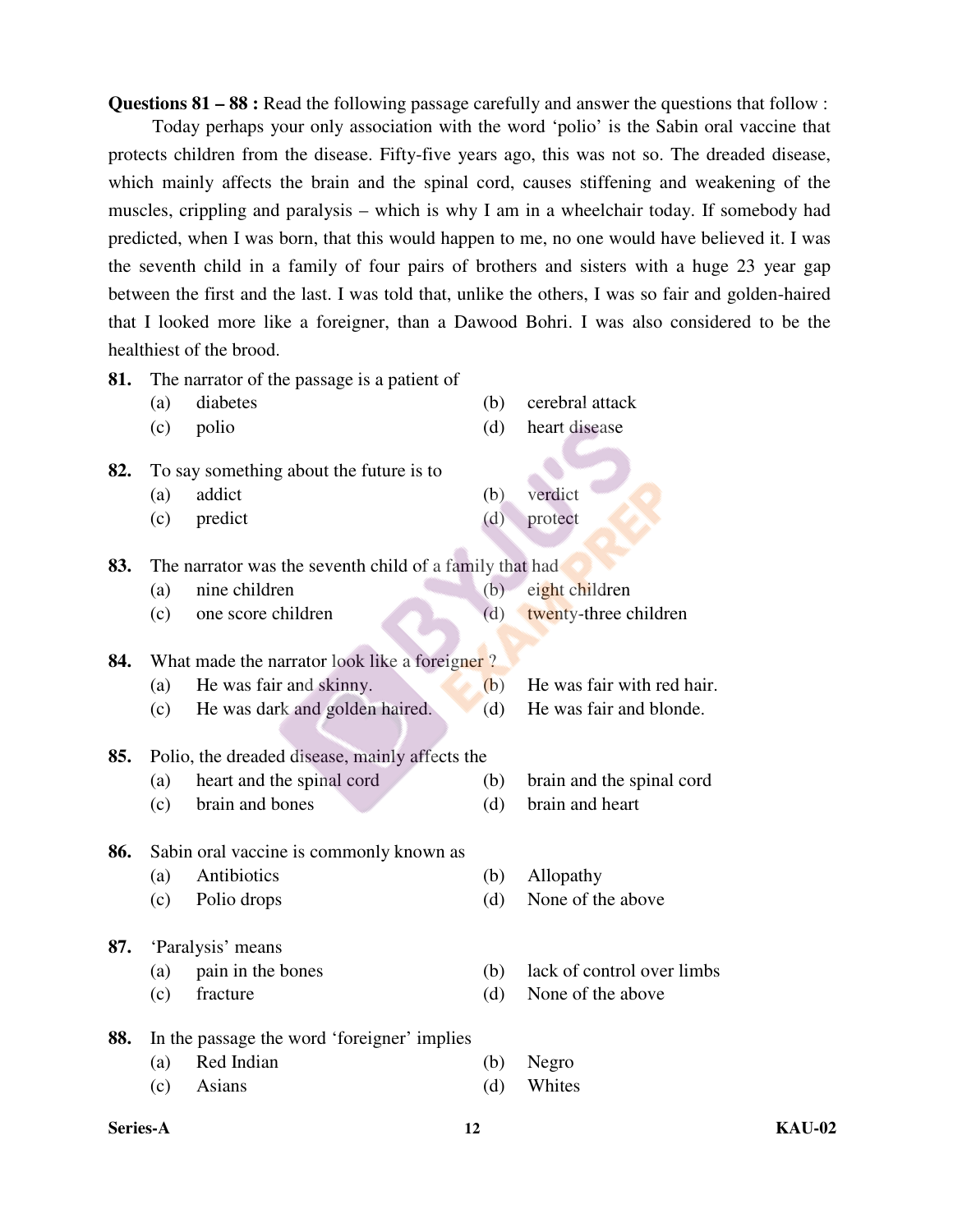**Questions 81 – 88 :** Read the following passage carefully and answer the questions that follow :

Today perhaps your only association with the word 'polio' is the Sabin oral vaccine that protects children from the disease. Fifty-five years ago, this was not so. The dreaded disease, which mainly affects the brain and the spinal cord, causes stiffening and weakening of the muscles, crippling and paralysis – which is why I am in a wheelchair today. If somebody had predicted, when I was born, that this would happen to me, no one would have believed it. I was the seventh child in a family of four pairs of brothers and sisters with a huge 23 year gap between the first and the last. I was told that, unlike the others, I was so fair and golden-haired that I looked more like a foreigner, than a Dawood Bohri. I was also considered to be the healthiest of the brood.

**81.** The narrator of the passage is a patient of

(a) diabetes
(b) cerebral attack
(c) polio
(d) heart disease

**82.** To say something about the future is to

(a) addict
(b) verdict
(c) predict
(d) protect

**83.** The narrator was the seventh child of a family that had

(a) nine children
(b) eight children
(c) one score children
(d) twenty-three children

**84.** What made the narrator look like a foreigner ?

(a) He was fair and skinny.
(b) He was fair with red hair.
(c) He was dark and golden haired.
(d) He was fair and blonde.

**85.** Polio, the dreaded disease, mainly affects the

(a) heart and the spinal cord
(b) brain and the spinal cord
(c) brain and bones
(d) brain and heart

**86.** Sabin oral vaccine is commonly known as

(a) Antibiotics
(b) Allopathy
(c) Polio drops
(d) None of the above

**87.** 'Paralysis' means

(a) pain in the bones
(b) lack of control over limbs
(c) fracture
(d) None of the above

**88.** In the passage the word 'foreigner' implies

(a) Red Indian
(b) Negro
(c) Asians
(d) Whites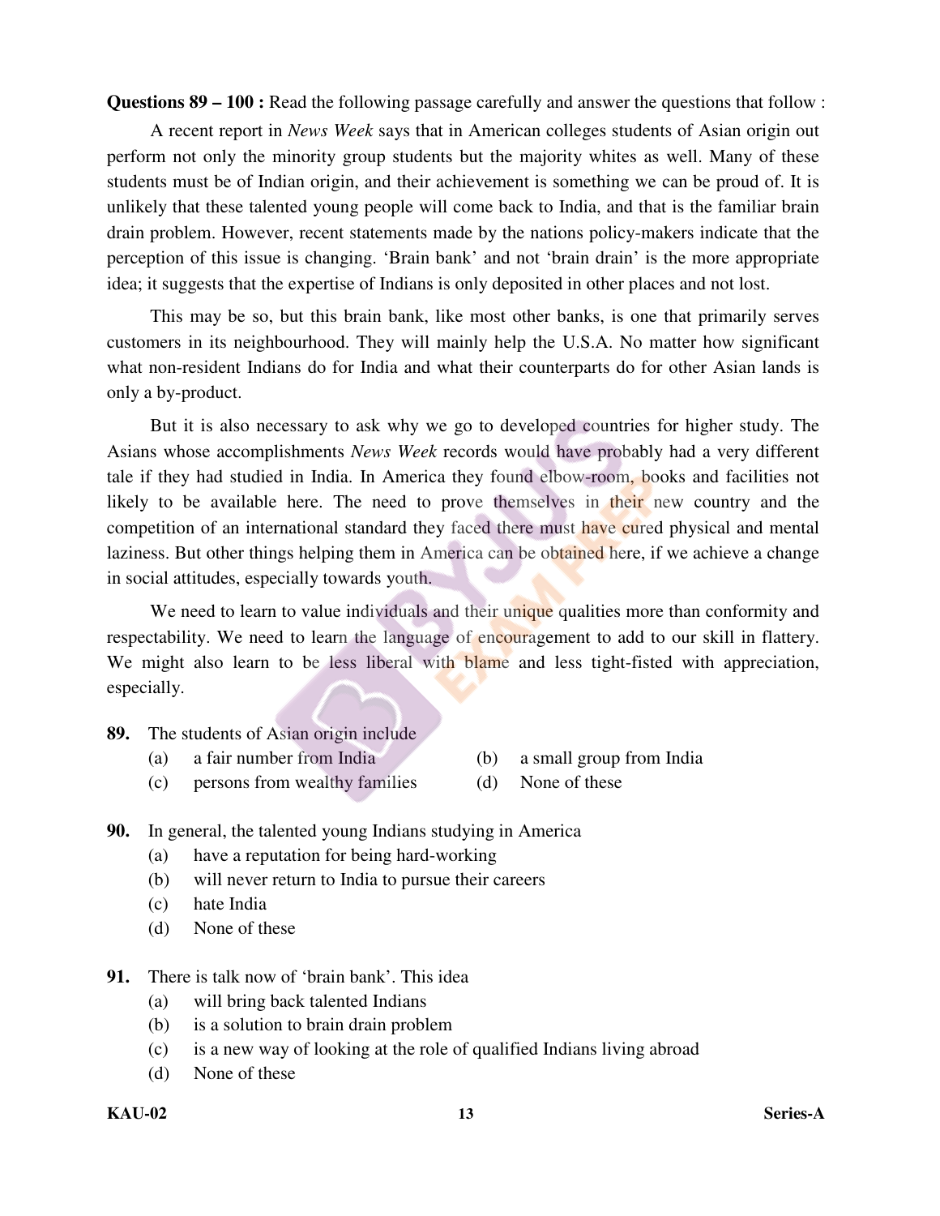**Questions 89 – 100 :** Read the following passage carefully and answer the questions that follow :

A recent report in *News Week* says that in American colleges students of Asian origin out perform not only the minority group students but the majority whites as well. Many of these students must be of Indian origin, and their achievement is something we can be proud of. It is unlikely that these talented young people will come back to India, and that is the familiar brain drain problem. However, recent statements made by the nations policy-makers indicate that the perception of this issue is changing. 'Brain bank' and not 'brain drain' is the more appropriate idea; it suggests that the expertise of Indians is only deposited in other places and not lost.

This may be so, but this brain bank, like most other banks, is one that primarily serves customers in its neighbourhood. They will mainly help the U.S.A. No matter how significant what non-resident Indians do for India and what their counterparts do for other Asian lands is only a by-product.

But it is also necessary to ask why we go to developed countries for higher study. The Asians whose accomplishments *News Week* records would have probably had a very different tale if they had studied in India. In America they found elbow-room, books and facilities not likely to be available here. The need to prove themselves in their new country and the competition of an international standard they faced there must have cured physical and mental laziness. But other things helping them in America can be obtained here, if we achieve a change in social attitudes, especially towards youth.

We need to learn to value individuals and their unique qualities more than conformity and respectability. We need to learn the language of encouragement to add to our skill in flattery. We might also learn to be less liberal with blame and less tight-fisted with appreciation, especially.

**89.** The students of Asian origin include

(a) a fair number from India
(b) a small group from India
(c) persons from wealthy families
(d) None of these

**90.** In general, the talented young Indians studying in America

(a) have a reputation for being hard-working
(b) will never return to India to pursue their careers
(c) hate India
(d) None of these

**91.** There is talk now of 'brain bank'. This idea

(a) will bring back talented Indians
(b) is a solution to brain drain problem
(c) is a new way of looking at the role of qualified Indians living abroad
(d) None of these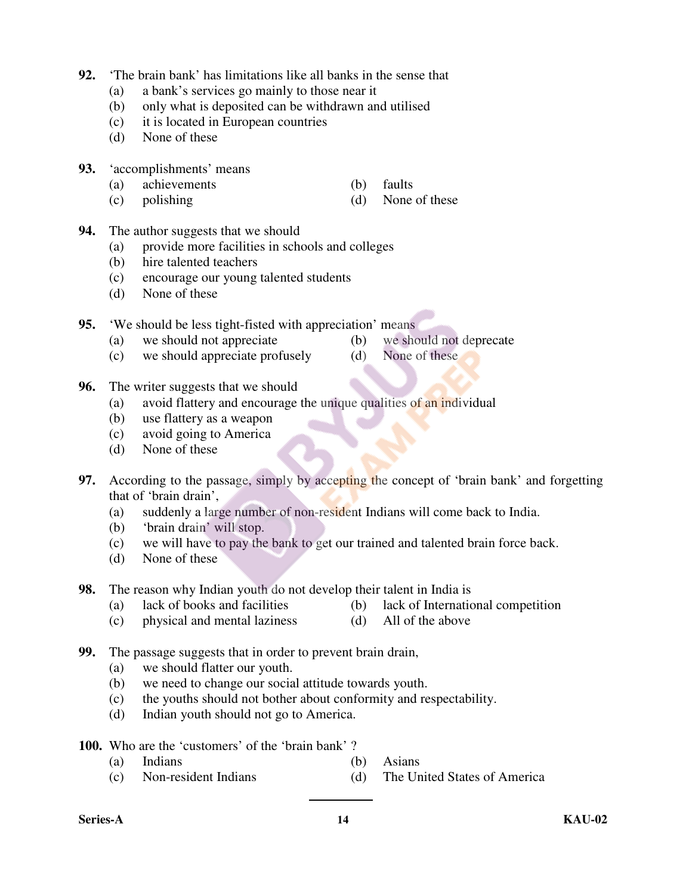**92.** 'The brain bank' has limitations like all banks in the sense that

(a) a bank's services go mainly to those near it
(b) only what is deposited can be withdrawn and utilised
(c) it is located in European countries
(d) None of these

**93.** 'accomplishments' means

(a) achievements
(b) faults
(c) polishing
(d) None of these

**94.** The author suggests that we should

(a) provide more facilities in schools and colleges
(b) hire talented teachers
(c) encourage our young talented students
(d) None of these

**95.** 'We should be less tight-fisted with appreciation' means

(a) we should not appreciate
(b) we should not deprecate
(c) we should appreciate profusely
(d) None of these

**96.** The writer suggests that we should

(a) avoid flattery and encourage the unique qualities of an individual
(b) use flattery as a weapon
(c) avoid going to America
(d) None of these

**97.** According to the passage, simply by accepting the concept of 'brain bank' and forgetting that of 'brain drain',

(a) suddenly a large number of non-resident Indians will come back to India.
(b) 'brain drain' will stop.
(c) we will have to pay the bank to get our trained and talented brain force back.
(d) None of these

**98.** The reason why Indian youth do not develop their talent in India is

(a) lack of books and facilities
(b) lack of International competition
(c) physical and mental laziness
(d) All of the above

**99.** The passage suggests that in order to prevent brain drain,

(a) we should flatter our youth.
(b) we need to change our social attitude towards youth.
(c) the youths should not bother about conformity and respectability.
(d) Indian youth should not go to America.

**100.** Who are the 'customers' of the 'brain bank' ?

(a) Indians
(b) Asians
(c) Non-resident Indians
(d) The United States of America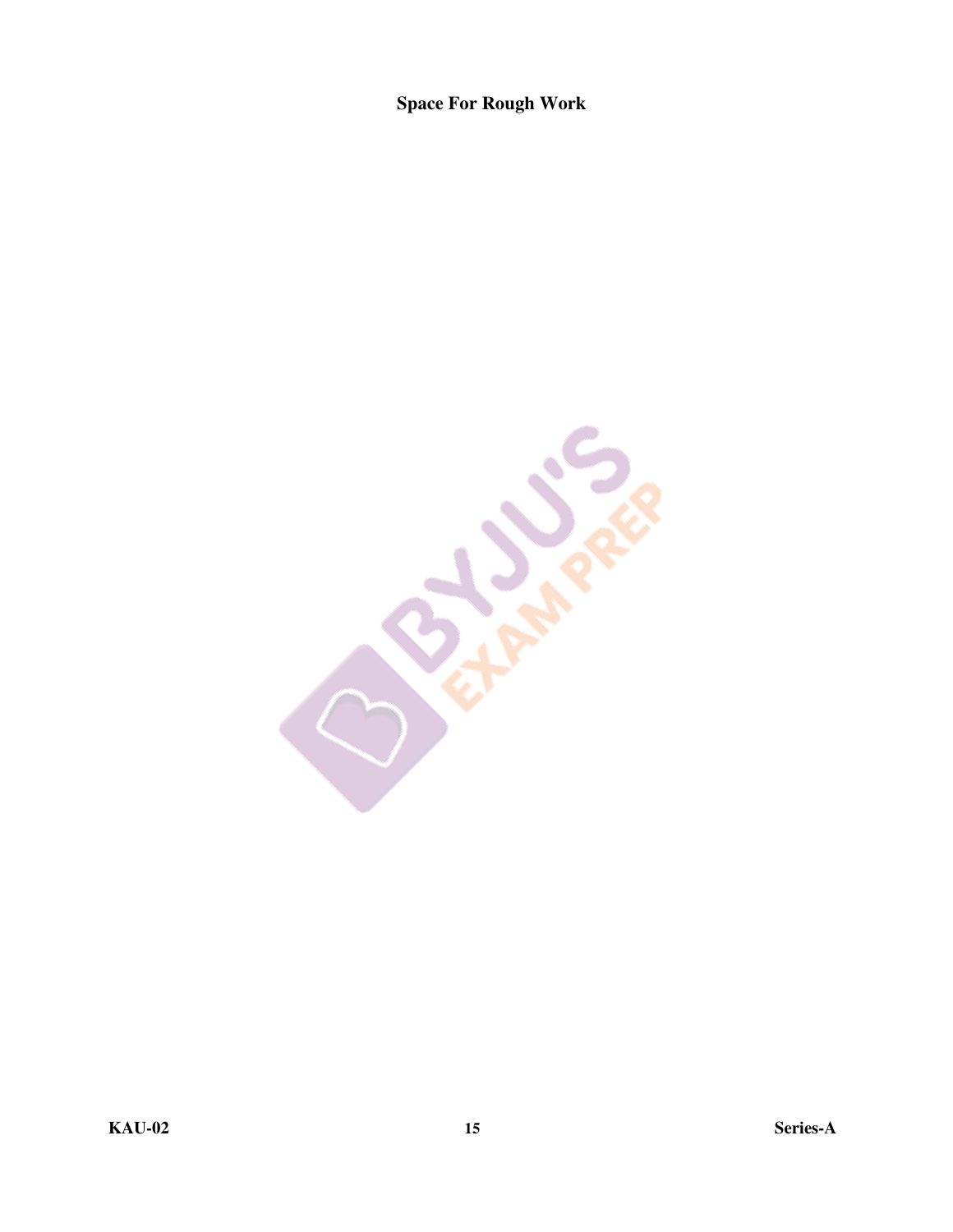**Space For Rough Work**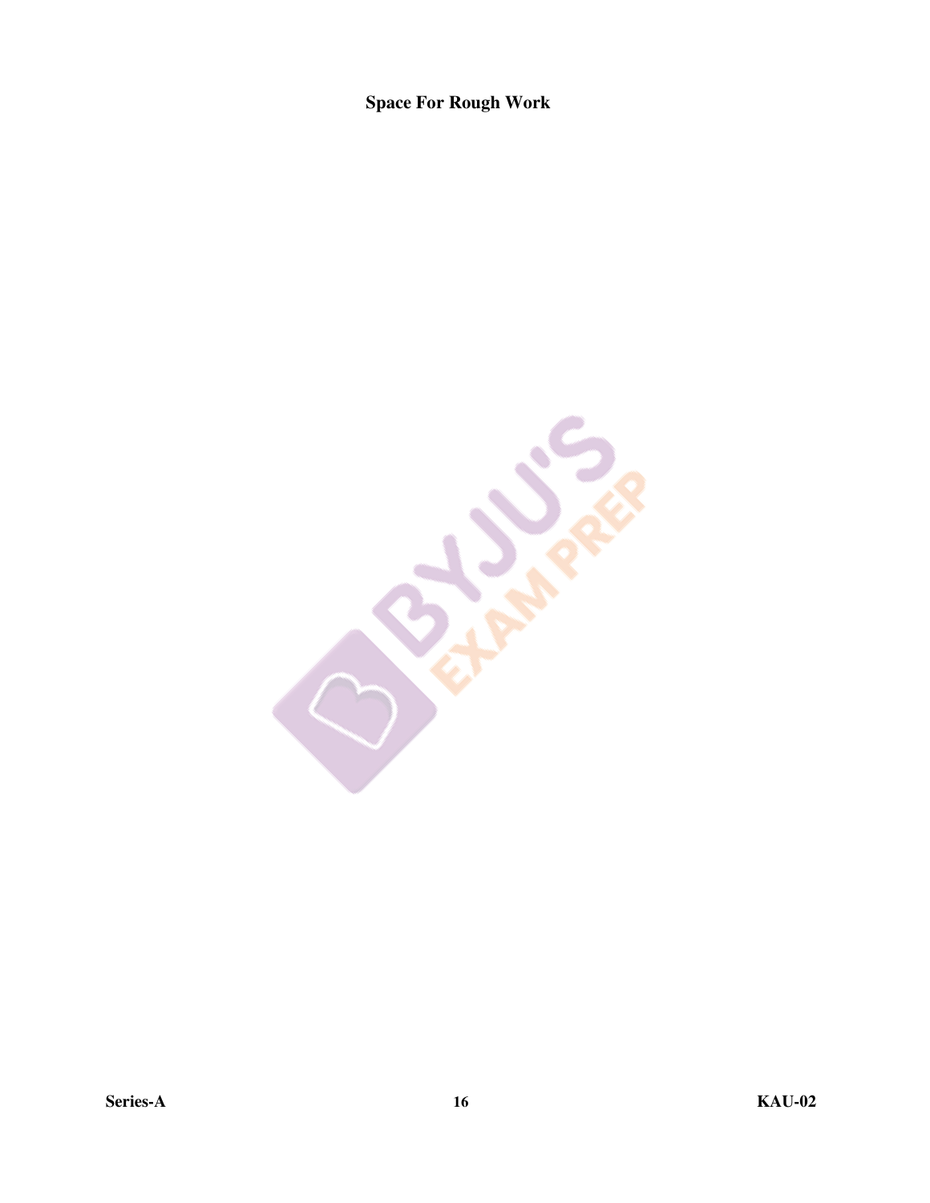**Space For Rough Work**